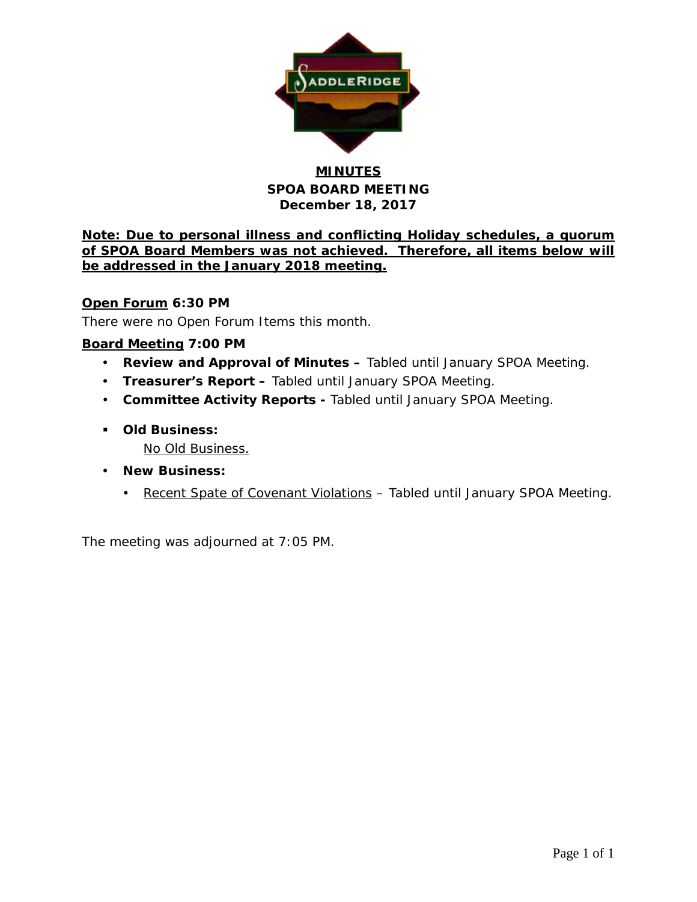# MINUTES
## SPOA BOARD MEETING
## December 18, 2017

**Note: Due to personal illness and conflicting Holiday schedules, a quorum of SPOA Board Members was not achieved. Therefore, all items below will be addressed in the January 2018 meeting.**

**Open Forum 6:30 PM**

There were no Open Forum Items this month.

**Board Meeting 7:00 PM**

- **Review and Approval of Minutes –** Tabled until January SPOA Meeting.
- **Treasurer's Report –** Tabled until January SPOA Meeting.
- **Committee Activity Reports -** Tabled until January SPOA Meeting.
- **Old Business:**

  No Old Business.
- **New Business:**
  - Recent Spate of Covenant Violations – Tabled until January SPOA Meeting.

The meeting was adjourned at 7:05 PM.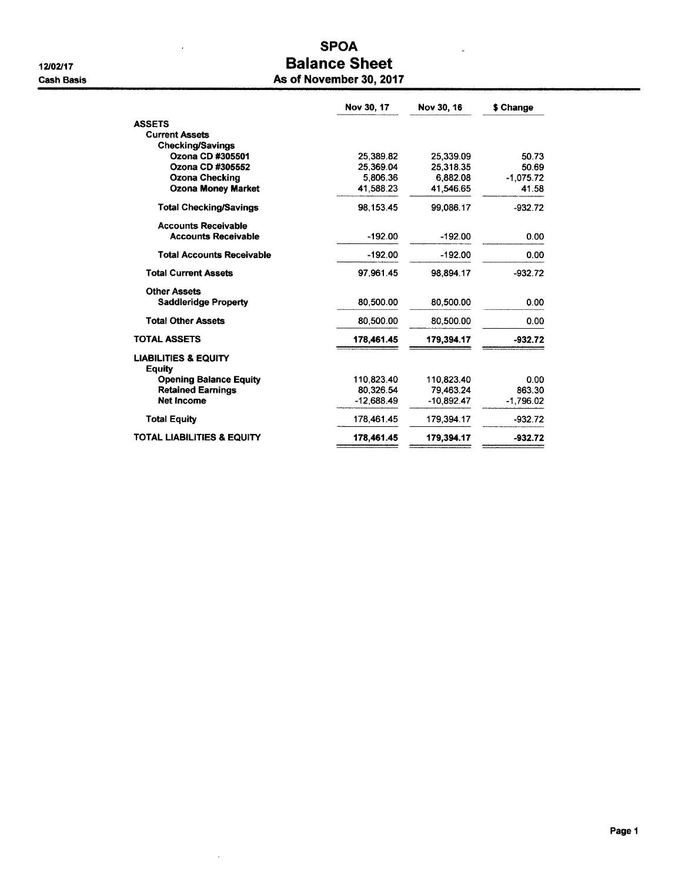# SPOA
## Balance Sheet
### As of November 30, 2017

12/02/17
Cash Basis

| | Nov 30, 17 | Nov 30, 16 | $ Change |
|---|---|---|---|
| **ASSETS** | | | |
| **Current Assets** | | | |
| **Checking/Savings** | | | |
| **Ozona CD #305501** | 25,389.82 | 25,339.09 | 50.73 |
| **Ozona CD #305552** | 25,369.04 | 25,318.35 | 50.69 |
| **Ozona Checking** | 5,806.36 | 6,882.08 | -1,075.72 |
| **Ozona Money Market** | 41,588.23 | 41,546.65 | 41.58 |
| **Total Checking/Savings** | 98,153.45 | 99,086.17 | -932.72 |
| **Accounts Receivable** | | | |
| **Accounts Receivable** | -192.00 | -192.00 | 0.00 |
| **Total Accounts Receivable** | -192.00 | -192.00 | 0.00 |
| **Total Current Assets** | 97,961.45 | 98,894.17 | -932.72 |
| **Other Assets** | | | |
| **Saddleridge Property** | 80,500.00 | 80,500.00 | 0.00 |
| **Total Other Assets** | 80,500.00 | 80,500.00 | 0.00 |
| **TOTAL ASSETS** | **178,461.45** | **179,394.17** | **-932.72** |
| **LIABILITIES & EQUITY** | | | |
| **Equity** | | | |
| **Opening Balance Equity** | 110,823.40 | 110,823.40 | 0.00 |
| **Retained Earnings** | 80,326.54 | 79,463.24 | 863.30 |
| **Net Income** | -12,688.49 | -10,892.47 | -1,796.02 |
| **Total Equity** | 178,461.45 | 179,394.17 | -932.72 |
| **TOTAL LIABILITIES & EQUITY** | **178,461.45** | **179,394.17** | **-932.72** |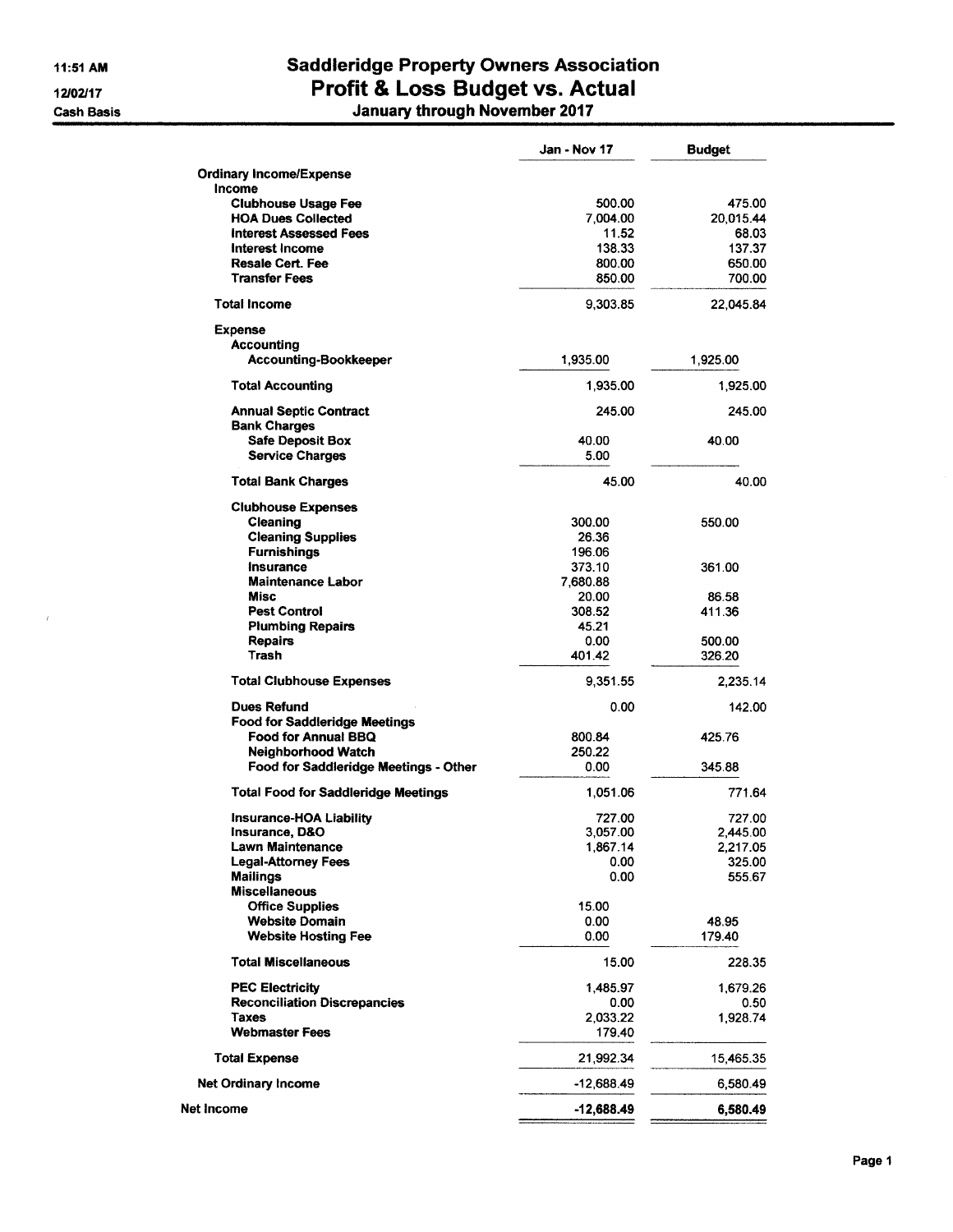# Saddleridge Property Owners Association
## Profit & Loss Budget vs. Actual
### January through November 2017

11:51 AM
12/02/17
Cash Basis

| | Jan - Nov 17 | Budget |
|---|---|---|
| **Ordinary Income/Expense** | | |
| **Income** | | |
| **Clubhouse Usage Fee** | 500.00 | 475.00 |
| **HOA Dues Collected** | 7,004.00 | 20,015.44 |
| **Interest Assessed Fees** | 11.52 | 68.03 |
| **Interest Income** | 138.33 | 137.37 |
| **Resale Cert. Fee** | 800.00 | 650.00 |
| **Transfer Fees** | 850.00 | 700.00 |
| **Total Income** | 9,303.85 | 22,045.84 |
| **Expense** | | |
| **Accounting** | | |
| **Accounting-Bookkeeper** | 1,935.00 | 1,925.00 |
| **Total Accounting** | 1,935.00 | 1,925.00 |
| **Annual Septic Contract** | 245.00 | 245.00 |
| **Bank Charges** | | |
| **Safe Deposit Box** | 40.00 | 40.00 |
| **Service Charges** | 5.00 | |
| **Total Bank Charges** | 45.00 | 40.00 |
| **Clubhouse Expenses** | | |
| **Cleaning** | 300.00 | 550.00 |
| **Cleaning Supplies** | 26.36 | |
| **Furnishings** | 196.06 | |
| **Insurance** | 373.10 | 361.00 |
| **Maintenance Labor** | 7,680.88 | |
| **Misc** | 20.00 | 86.58 |
| **Pest Control** | 308.52 | 411.36 |
| **Plumbing Repairs** | 45.21 | |
| **Repairs** | 0.00 | 500.00 |
| **Trash** | 401.42 | 326.20 |
| **Total Clubhouse Expenses** | 9,351.55 | 2,235.14 |
| **Dues Refund** | 0.00 | 142.00 |
| **Food for Saddleridge Meetings** | | |
| **Food for Annual BBQ** | 800.84 | 425.76 |
| **Neighborhood Watch** | 250.22 | |
| **Food for Saddleridge Meetings - Other** | 0.00 | 345.88 |
| **Total Food for Saddleridge Meetings** | 1,051.06 | 771.64 |
| **Insurance-HOA Liability** | 727.00 | 727.00 |
| **Insurance, D&O** | 3,057.00 | 2,445.00 |
| **Lawn Maintenance** | 1,867.14 | 2,217.05 |
| **Legal-Attorney Fees** | 0.00 | 325.00 |
| **Mailings** | 0.00 | 555.67 |
| **Miscellaneous** | | |
| **Office Supplies** | 15.00 | |
| **Website Domain** | 0.00 | 48.95 |
| **Website Hosting Fee** | 0.00 | 179.40 |
| **Total Miscellaneous** | 15.00 | 228.35 |
| **PEC Electricity** | 1,485.97 | 1,679.26 |
| **Reconciliation Discrepancies** | 0.00 | 0.50 |
| **Taxes** | 2,033.22 | 1,928.74 |
| **Webmaster Fees** | 179.40 | |
| **Total Expense** | 21,992.34 | 15,465.35 |
| **Net Ordinary Income** | -12,688.49 | 6,580.49 |
| **Net Income** | **-12,688.49** | **6,580.49** |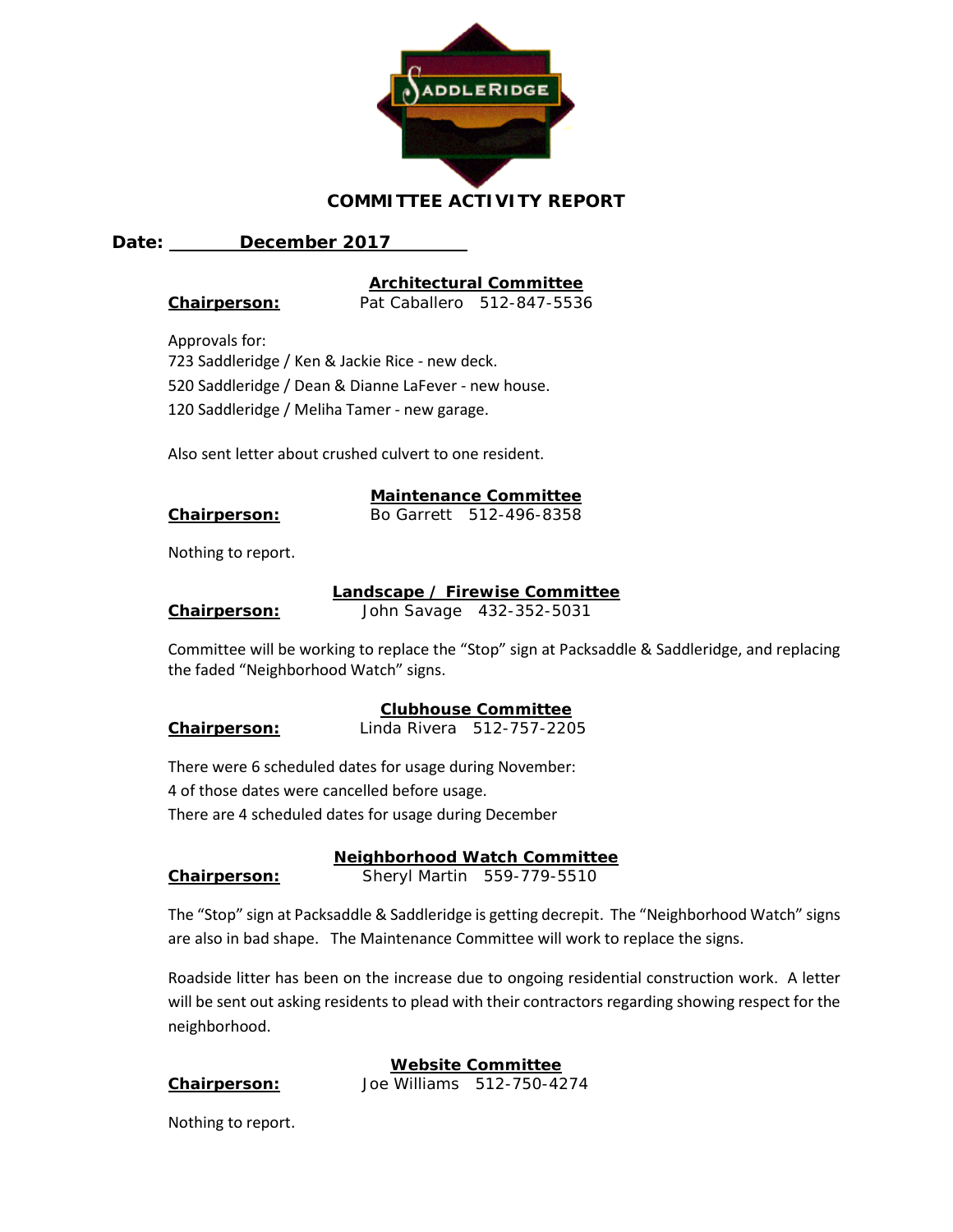# COMMITTEE ACTIVITY REPORT

**Date: December 2017**

## Architectural Committee

**Chairperson:** Pat Caballero 512-847-5536

Approvals for:
723 Saddleridge / Ken & Jackie Rice - new deck.
520 Saddleridge / Dean & Dianne LaFever - new house.
120 Saddleridge / Meliha Tamer - new garage.

Also sent letter about crushed culvert to one resident.

## Maintenance Committee

**Chairperson:** Bo Garrett 512-496-8358

Nothing to report.

## Landscape / Firewise Committee

**Chairperson:** John Savage 432-352-5031

Committee will be working to replace the "Stop" sign at Packsaddle & Saddleridge, and replacing the faded "Neighborhood Watch" signs.

## Clubhouse Committee

**Chairperson:** Linda Rivera 512-757-2205

There were 6 scheduled dates for usage during November:
4 of those dates were cancelled before usage.
There are 4 scheduled dates for usage during December

## Neighborhood Watch Committee

**Chairperson:** Sheryl Martin 559-779-5510

The "Stop" sign at Packsaddle & Saddleridge is getting decrepit. The "Neighborhood Watch" signs are also in bad shape. The Maintenance Committee will work to replace the signs.

Roadside litter has been on the increase due to ongoing residential construction work. A letter will be sent out asking residents to plead with their contractors regarding showing respect for the neighborhood.

## Website Committee

**Chairperson:** Joe Williams 512-750-4274

Nothing to report.